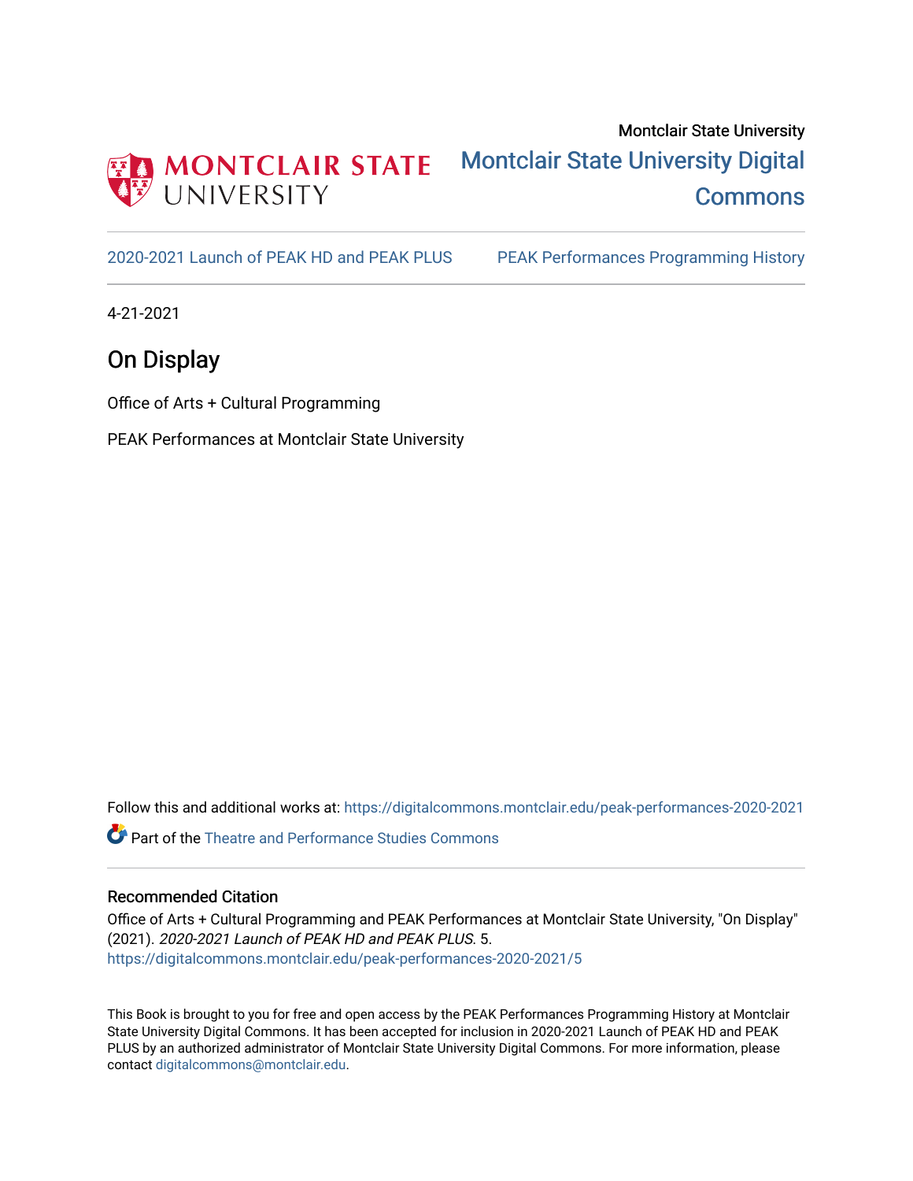Montclair State University

Montclair State University Digital Commons

2020-2021 Launch of PEAK HD and PEAK PLUS

PEAK Performances Programming History

4-21-2021

# On Display

Office of Arts + Cultural Programming

PEAK Performances at Montclair State University

Follow this and additional works at: https://digitalcommons.montclair.edu/peak-performances-2020-2021

Part of the Theatre and Performance Studies Commons

## Recommended Citation

Office of Arts + Cultural Programming and PEAK Performances at Montclair State University, "On Display" (2021). *2020-2021 Launch of PEAK HD and PEAK PLUS*. 5.
https://digitalcommons.montclair.edu/peak-performances-2020-2021/5

This Book is brought to you for free and open access by the PEAK Performances Programming History at Montclair State University Digital Commons. It has been accepted for inclusion in 2020-2021 Launch of PEAK HD and PEAK PLUS by an authorized administrator of Montclair State University Digital Commons. For more information, please contact digitalcommons@montclair.edu.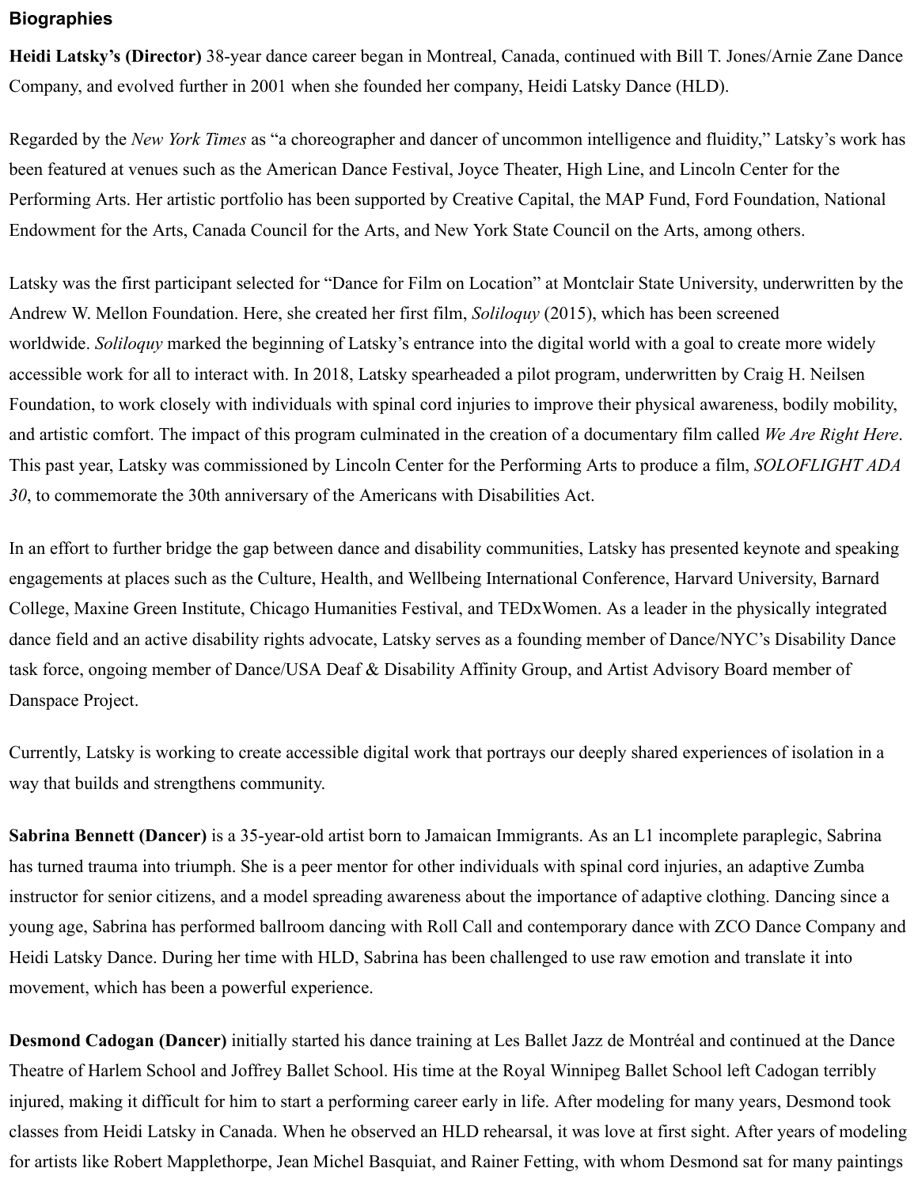## Biographies

**Heidi Latsky's (Director)** 38-year dance career began in Montreal, Canada, continued with Bill T. Jones/Arnie Zane Dance Company, and evolved further in 2001 when she founded her company, Heidi Latsky Dance (HLD).

Regarded by the *New York Times* as "a choreographer and dancer of uncommon intelligence and fluidity," Latsky's work has been featured at venues such as the American Dance Festival, Joyce Theater, High Line, and Lincoln Center for the Performing Arts. Her artistic portfolio has been supported by Creative Capital, the MAP Fund, Ford Foundation, National Endowment for the Arts, Canada Council for the Arts, and New York State Council on the Arts, among others.

Latsky was the first participant selected for "Dance for Film on Location" at Montclair State University, underwritten by the Andrew W. Mellon Foundation. Here, she created her first film, *Soliloquy* (2015), which has been screened worldwide. *Soliloquy* marked the beginning of Latsky's entrance into the digital world with a goal to create more widely accessible work for all to interact with. In 2018, Latsky spearheaded a pilot program, underwritten by Craig H. Neilsen Foundation, to work closely with individuals with spinal cord injuries to improve their physical awareness, bodily mobility, and artistic comfort. The impact of this program culminated in the creation of a documentary film called *We Are Right Here*. This past year, Latsky was commissioned by Lincoln Center for the Performing Arts to produce a film, *SOLOFLIGHT ADA 30*, to commemorate the 30th anniversary of the Americans with Disabilities Act.

In an effort to further bridge the gap between dance and disability communities, Latsky has presented keynote and speaking engagements at places such as the Culture, Health, and Wellbeing International Conference, Harvard University, Barnard College, Maxine Green Institute, Chicago Humanities Festival, and TEDxWomen. As a leader in the physically integrated dance field and an active disability rights advocate, Latsky serves as a founding member of Dance/NYC's Disability Dance task force, ongoing member of Dance/USA Deaf & Disability Affinity Group, and Artist Advisory Board member of Danspace Project.

Currently, Latsky is working to create accessible digital work that portrays our deeply shared experiences of isolation in a way that builds and strengthens community.

**Sabrina Bennett (Dancer)** is a 35-year-old artist born to Jamaican Immigrants. As an L1 incomplete paraplegic, Sabrina has turned trauma into triumph. She is a peer mentor for other individuals with spinal cord injuries, an adaptive Zumba instructor for senior citizens, and a model spreading awareness about the importance of adaptive clothing. Dancing since a young age, Sabrina has performed ballroom dancing with Roll Call and contemporary dance with ZCO Dance Company and Heidi Latsky Dance. During her time with HLD, Sabrina has been challenged to use raw emotion and translate it into movement, which has been a powerful experience.

**Desmond Cadogan (Dancer)** initially started his dance training at Les Ballet Jazz de Montréal and continued at the Dance Theatre of Harlem School and Joffrey Ballet School. His time at the Royal Winnipeg Ballet School left Cadogan terribly injured, making it difficult for him to start a performing career early in life. After modeling for many years, Desmond took classes from Heidi Latsky in Canada. When he observed an HLD rehearsal, it was love at first sight. After years of modeling for artists like Robert Mapplethorpe, Jean Michel Basquiat, and Rainer Fetting, with whom Desmond sat for many paintings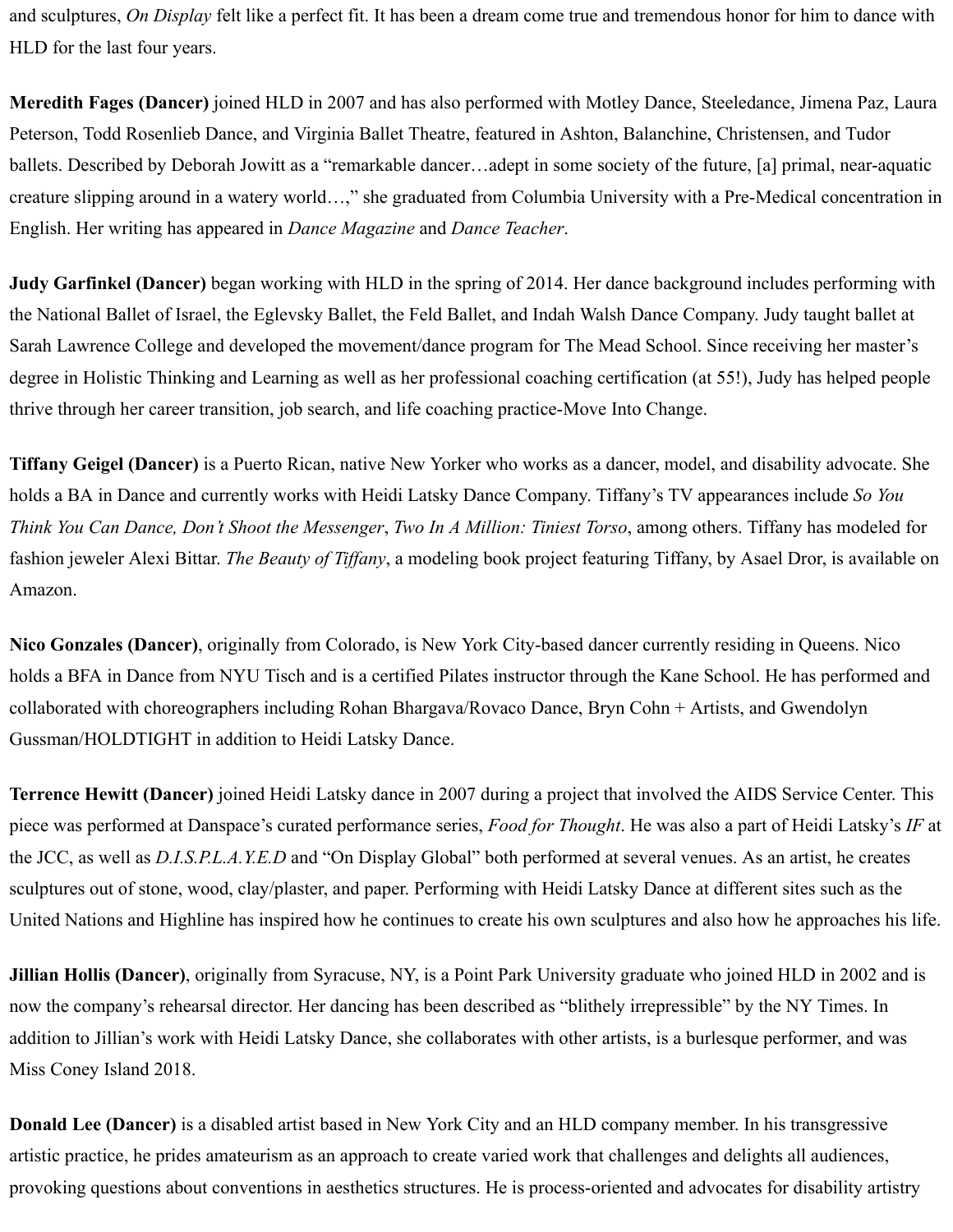and sculptures, *On Display* felt like a perfect fit. It has been a dream come true and tremendous honor for him to dance with HLD for the last four years.

**Meredith Fages (Dancer)** joined HLD in 2007 and has also performed with Motley Dance, Steeledance, Jimena Paz, Laura Peterson, Todd Rosenlieb Dance, and Virginia Ballet Theatre, featured in Ashton, Balanchine, Christensen, and Tudor ballets. Described by Deborah Jowitt as a "remarkable dancer…adept in some society of the future, [a] primal, near-aquatic creature slipping around in a watery world…," she graduated from Columbia University with a Pre-Medical concentration in English. Her writing has appeared in *Dance Magazine* and *Dance Teacher*.

**Judy Garfinkel (Dancer)** began working with HLD in the spring of 2014. Her dance background includes performing with the National Ballet of Israel, the Eglevsky Ballet, the Feld Ballet, and Indah Walsh Dance Company. Judy taught ballet at Sarah Lawrence College and developed the movement/dance program for The Mead School. Since receiving her master's degree in Holistic Thinking and Learning as well as her professional coaching certification (at 55!), Judy has helped people thrive through her career transition, job search, and life coaching practice-Move Into Change.

**Tiffany Geigel (Dancer)** is a Puerto Rican, native New Yorker who works as a dancer, model, and disability advocate. She holds a BA in Dance and currently works with Heidi Latsky Dance Company. Tiffany's TV appearances include *So You Think You Can Dance, Don't Shoot the Messenger*, *Two In A Million: Tiniest Torso*, among others. Tiffany has modeled for fashion jeweler Alexi Bittar. *The Beauty of Tiffany*, a modeling book project featuring Tiffany, by Asael Dror, is available on Amazon.

**Nico Gonzales (Dancer)**, originally from Colorado, is New York City-based dancer currently residing in Queens. Nico holds a BFA in Dance from NYU Tisch and is a certified Pilates instructor through the Kane School. He has performed and collaborated with choreographers including Rohan Bhargava/Rovaco Dance, Bryn Cohn + Artists, and Gwendolyn Gussman/HOLDTIGHT in addition to Heidi Latsky Dance.

**Terrence Hewitt (Dancer)** joined Heidi Latsky dance in 2007 during a project that involved the AIDS Service Center. This piece was performed at Danspace's curated performance series, *Food for Thought*. He was also a part of Heidi Latsky's *IF* at the JCC, as well as *D.I.S.P.L.A.Y.E.D* and "On Display Global" both performed at several venues. As an artist, he creates sculptures out of stone, wood, clay/plaster, and paper. Performing with Heidi Latsky Dance at different sites such as the United Nations and Highline has inspired how he continues to create his own sculptures and also how he approaches his life.

**Jillian Hollis (Dancer)**, originally from Syracuse, NY, is a Point Park University graduate who joined HLD in 2002 and is now the company's rehearsal director. Her dancing has been described as "blithely irrepressible" by the NY Times. In addition to Jillian's work with Heidi Latsky Dance, she collaborates with other artists, is a burlesque performer, and was Miss Coney Island 2018.

**Donald Lee (Dancer)** is a disabled artist based in New York City and an HLD company member. In his transgressive artistic practice, he prides amateurism as an approach to create varied work that challenges and delights all audiences, provoking questions about conventions in aesthetics structures. He is process-oriented and advocates for disability artistry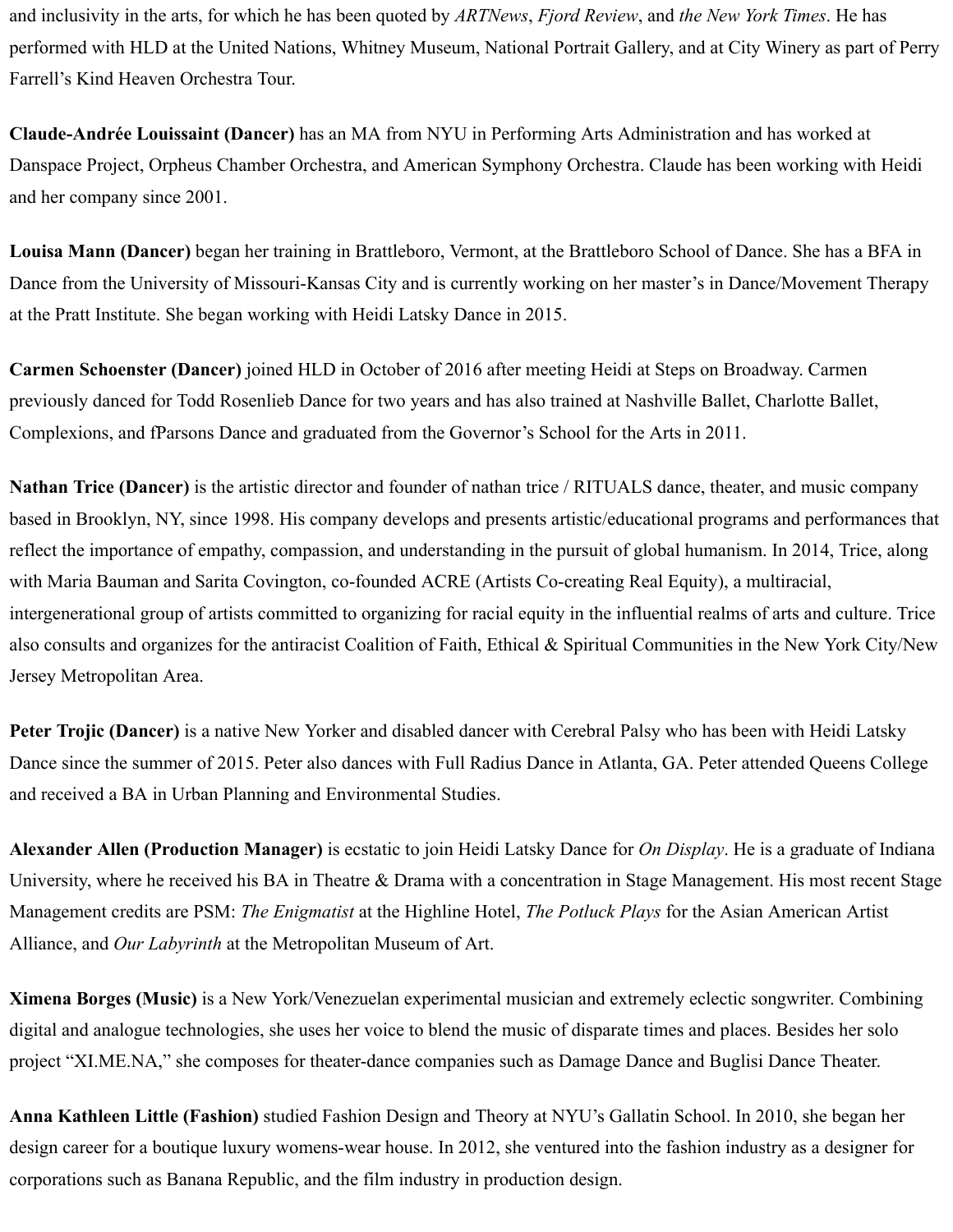and inclusivity in the arts, for which he has been quoted by *ARTNews*, *Fjord Review*, and *the New York Times*. He has performed with HLD at the United Nations, Whitney Museum, National Portrait Gallery, and at City Winery as part of Perry Farrell's Kind Heaven Orchestra Tour.

**Claude-Andrée Louissaint (Dancer)** has an MA from NYU in Performing Arts Administration and has worked at Danspace Project, Orpheus Chamber Orchestra, and American Symphony Orchestra. Claude has been working with Heidi and her company since 2001.

**Louisa Mann (Dancer)** began her training in Brattleboro, Vermont, at the Brattleboro School of Dance. She has a BFA in Dance from the University of Missouri-Kansas City and is currently working on her master's in Dance/Movement Therapy at the Pratt Institute. She began working with Heidi Latsky Dance in 2015.

**Carmen Schoenster (Dancer)** joined HLD in October of 2016 after meeting Heidi at Steps on Broadway. Carmen previously danced for Todd Rosenlieb Dance for two years and has also trained at Nashville Ballet, Charlotte Ballet, Complexions, and fParsons Dance and graduated from the Governor's School for the Arts in 2011.

**Nathan Trice (Dancer)** is the artistic director and founder of nathan trice / RITUALS dance, theater, and music company based in Brooklyn, NY, since 1998. His company develops and presents artistic/educational programs and performances that reflect the importance of empathy, compassion, and understanding in the pursuit of global humanism. In 2014, Trice, along with Maria Bauman and Sarita Covington, co-founded ACRE (Artists Co-creating Real Equity), a multiracial, intergenerational group of artists committed to organizing for racial equity in the influential realms of arts and culture. Trice also consults and organizes for the antiracist Coalition of Faith, Ethical & Spiritual Communities in the New York City/New Jersey Metropolitan Area.

**Peter Trojic (Dancer)** is a native New Yorker and disabled dancer with Cerebral Palsy who has been with Heidi Latsky Dance since the summer of 2015. Peter also dances with Full Radius Dance in Atlanta, GA. Peter attended Queens College and received a BA in Urban Planning and Environmental Studies.

**Alexander Allen (Production Manager)** is ecstatic to join Heidi Latsky Dance for *On Display*. He is a graduate of Indiana University, where he received his BA in Theatre & Drama with a concentration in Stage Management. His most recent Stage Management credits are PSM: *The Enigmatist* at the Highline Hotel, *The Potluck Plays* for the Asian American Artist Alliance, and *Our Labyrinth* at the Metropolitan Museum of Art.

**Ximena Borges (Music)** is a New York/Venezuelan experimental musician and extremely eclectic songwriter. Combining digital and analogue technologies, she uses her voice to blend the music of disparate times and places. Besides her solo project "XI.ME.NA," she composes for theater-dance companies such as Damage Dance and Buglisi Dance Theater.

**Anna Kathleen Little (Fashion)** studied Fashion Design and Theory at NYU's Gallatin School. In 2010, she began her design career for a boutique luxury womens-wear house. In 2012, she ventured into the fashion industry as a designer for corporations such as Banana Republic, and the film industry in production design.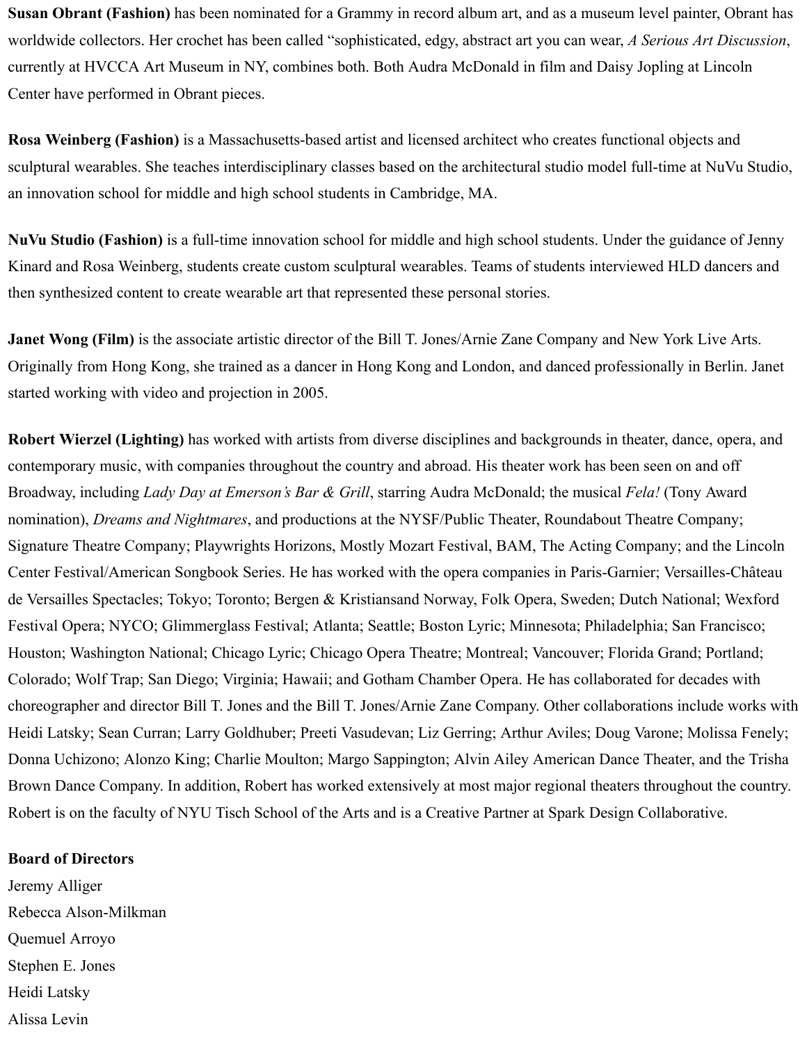**Susan Obrant (Fashion)** has been nominated for a Grammy in record album art, and as a museum level painter, Obrant has worldwide collectors. Her crochet has been called "sophisticated, edgy, abstract art you can wear, *A Serious Art Discussion*, currently at HVCCA Art Museum in NY, combines both. Both Audra McDonald in film and Daisy Jopling at Lincoln Center have performed in Obrant pieces.

**Rosa Weinberg (Fashion)** is a Massachusetts-based artist and licensed architect who creates functional objects and sculptural wearables. She teaches interdisciplinary classes based on the architectural studio model full-time at NuVu Studio, an innovation school for middle and high school students in Cambridge, MA.

**NuVu Studio (Fashion)** is a full-time innovation school for middle and high school students. Under the guidance of Jenny Kinard and Rosa Weinberg, students create custom sculptural wearables. Teams of students interviewed HLD dancers and then synthesized content to create wearable art that represented these personal stories.

**Janet Wong (Film)** is the associate artistic director of the Bill T. Jones/Arnie Zane Company and New York Live Arts. Originally from Hong Kong, she trained as a dancer in Hong Kong and London, and danced professionally in Berlin. Janet started working with video and projection in 2005.

**Robert Wierzel (Lighting)** has worked with artists from diverse disciplines and backgrounds in theater, dance, opera, and contemporary music, with companies throughout the country and abroad. His theater work has been seen on and off Broadway, including *Lady Day at Emerson's Bar & Grill*, starring Audra McDonald; the musical *Fela!* (Tony Award nomination), *Dreams and Nightmares*, and productions at the NYSF/Public Theater, Roundabout Theatre Company; Signature Theatre Company; Playwrights Horizons, Mostly Mozart Festival, BAM, The Acting Company; and the Lincoln Center Festival/American Songbook Series. He has worked with the opera companies in Paris-Garnier; Versailles-Château de Versailles Spectacles; Tokyo; Toronto; Bergen & Kristiansand Norway, Folk Opera, Sweden; Dutch National; Wexford Festival Opera; NYCO; Glimmerglass Festival; Atlanta; Seattle; Boston Lyric; Minnesota; Philadelphia; San Francisco; Houston; Washington National; Chicago Lyric; Chicago Opera Theatre; Montreal; Vancouver; Florida Grand; Portland; Colorado; Wolf Trap; San Diego; Virginia; Hawaii; and Gotham Chamber Opera. He has collaborated for decades with choreographer and director Bill T. Jones and the Bill T. Jones/Arnie Zane Company. Other collaborations include works with Heidi Latsky; Sean Curran; Larry Goldhuber; Preeti Vasudevan; Liz Gerring; Arthur Aviles; Doug Varone; Molissa Fenely; Donna Uchizono; Alonzo King; Charlie Moulton; Margo Sappington; Alvin Ailey American Dance Theater, and the Trisha Brown Dance Company. In addition, Robert has worked extensively at most major regional theaters throughout the country. Robert is on the faculty of NYU Tisch School of the Arts and is a Creative Partner at Spark Design Collaborative.

**Board of Directors**

Jeremy Alliger
Rebecca Alson-Milkman
Quemuel Arroyo
Stephen E. Jones
Heidi Latsky
Alissa Levin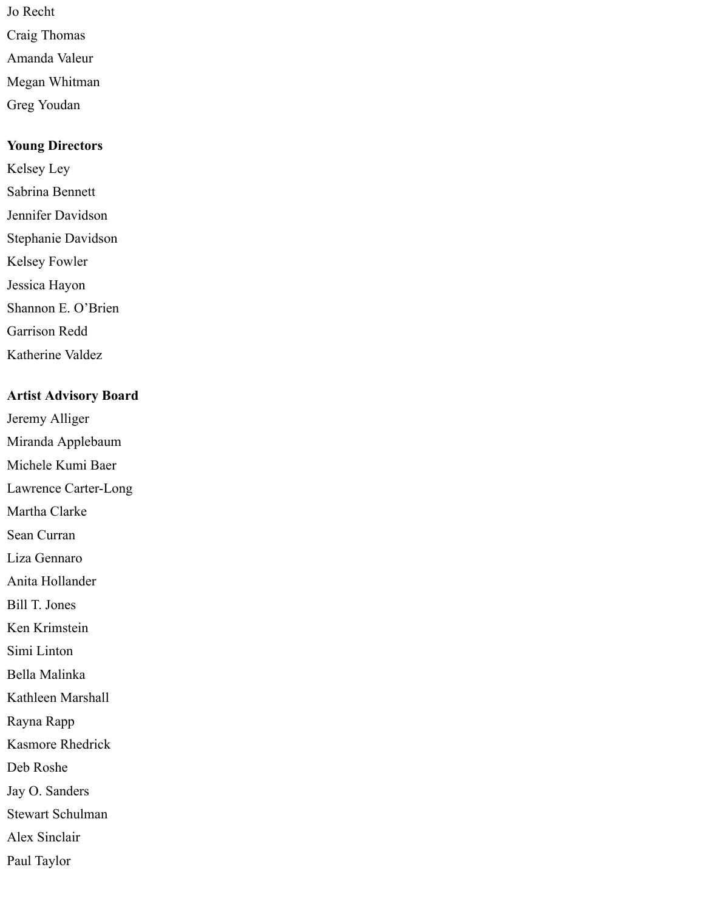Jo Recht

Craig Thomas

Amanda Valeur

Megan Whitman

Greg Youdan

**Young Directors**

Kelsey Ley

Sabrina Bennett

Jennifer Davidson

Stephanie Davidson

Kelsey Fowler

Jessica Hayon

Shannon E. O'Brien

Garrison Redd

Katherine Valdez

**Artist Advisory Board**

Jeremy Alliger

Miranda Applebaum

Michele Kumi Baer

Lawrence Carter-Long

Martha Clarke

Sean Curran

Liza Gennaro

Anita Hollander

Bill T. Jones

Ken Krimstein

Simi Linton

Bella Malinka

Kathleen Marshall

Rayna Rapp

Kasmore Rhedrick

Deb Roshe

Jay O. Sanders

Stewart Schulman

Alex Sinclair

Paul Taylor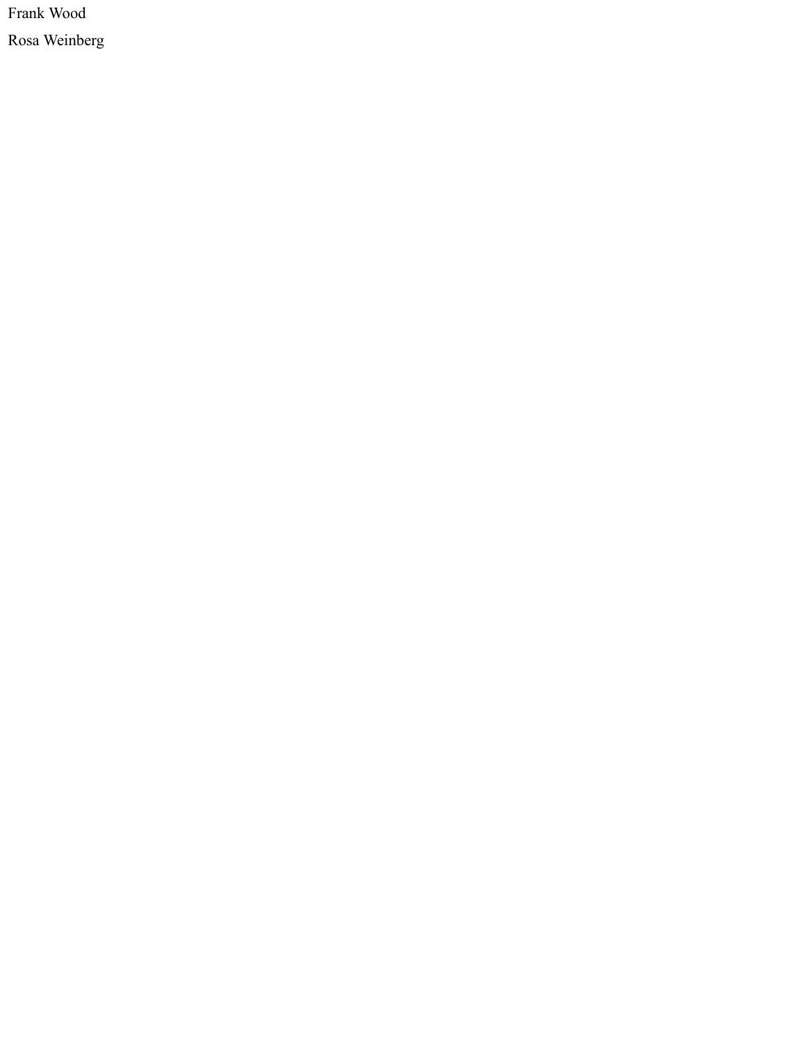Frank Wood

Rosa Weinberg